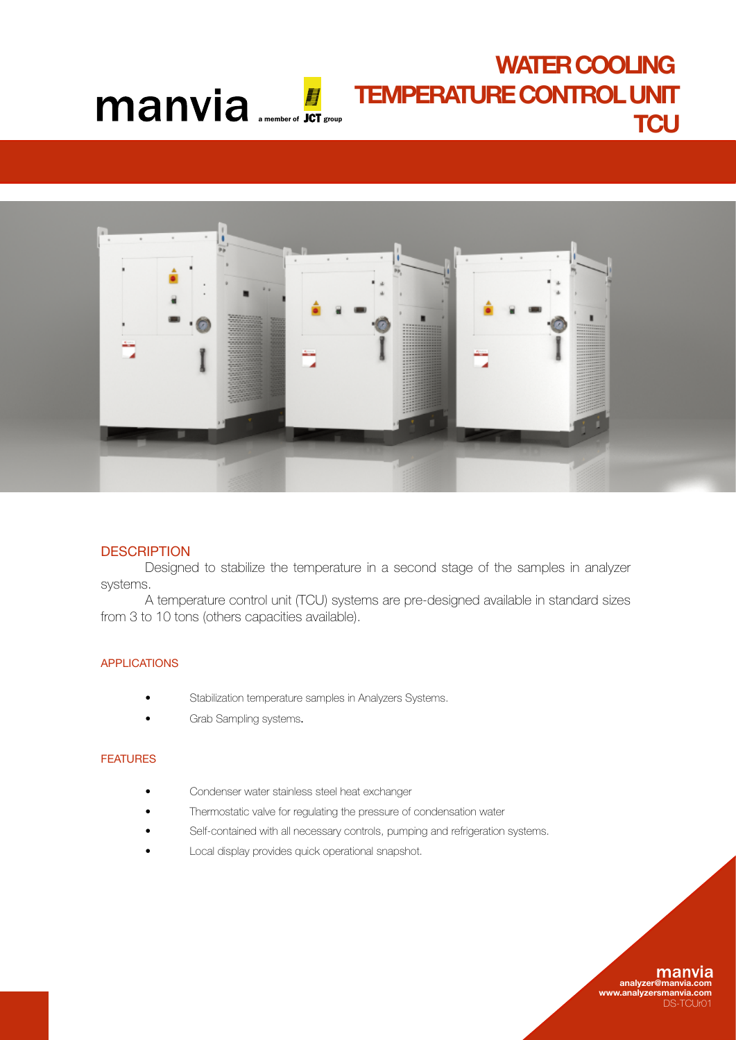manvia a member of JCT group

# WATER COOLING TEMPERATURE CONTROL UNIT TCU

## DESCRIPTION

Designed to stabilize the temperature in a second stage of the samples in analyzer systems.

A temperature control unit (TCU) systems are pre-designed available in standard sizes from 3 to 10 tons (others capacities available).

### APPLICATIONS

- Stabilization temperature samples in Analyzers Systems.
- Grab Sampling systems.

### FEATURES

- Condenser water stainless steel heat exchanger
- Thermostatic valve for regulating the pressure of condensation water
- Self-contained with all necessary controls, pumping and refrigeration systems.
- Local display provides quick operational snapshot.

**manvia**
**analyzer@manvia.com**
**www.analyzersmanvia.com**
DS-TCUr01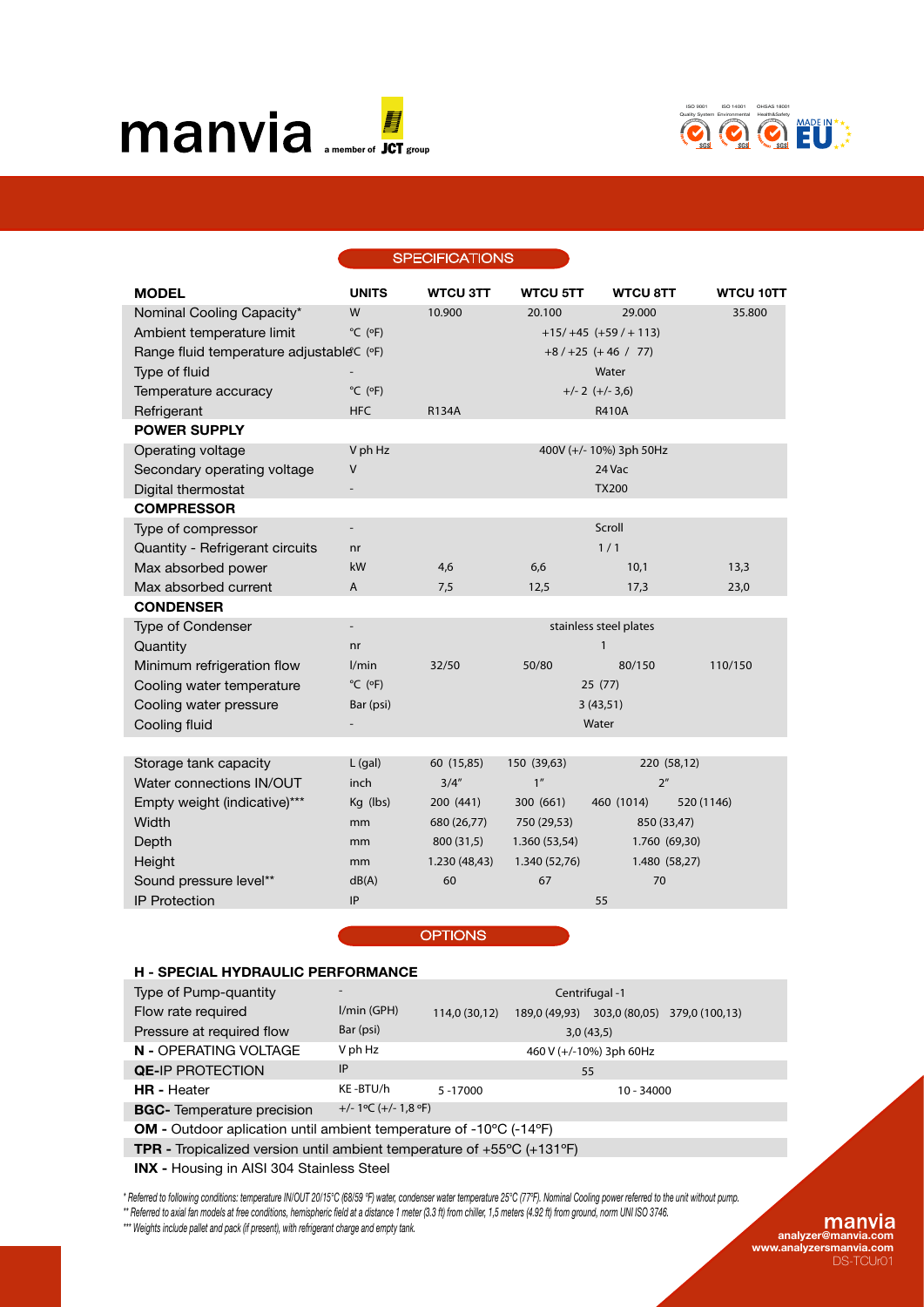manvia a member of JCT group

ISO 9001 Quality System | ISO 14001 Environmental | OHSAS 18001 Health&Safety | MADE IN EU

## SPECIFICATIONS

| MODEL | UNITS | WTCU 3TT | WTCU 5TT | WTCU 8TT | WTCU 10TT |
|---|---|---|---|---|---|
| Nominal Cooling Capacity* | W | 10.900 | 20.100 | 29.000 | 35.800 |
| Ambient temperature limit | °C (ºF) | +15/ +45 (+59 / + 113) | | | |
| Range fluid temperature adjustable | °C (ºF) | +8 / +25 (+ 46 / 77) | | | |
| Type of fluid | - | Water | | | |
| Temperature accuracy | °C (ºF) | +/- 2 (+/- 3,6) | | | |
| Refrigerant | HFC | R134A | R410A | | |
| **POWER SUPPLY** | | | | | |
| Operating voltage | V ph Hz | 400V (+/- 10%) 3ph 50Hz | | | |
| Secondary operating voltage | V | 24 Vac | | | |
| Digital thermostat | - | TX200 | | | |
| **COMPRESSOR** | | | | | |
| Type of compressor | - | Scroll | | | |
| Quantity - Refrigerant circuits | nr | 1 / 1 | | | |
| Max absorbed power | kW | 4,6 | 6,6 | 10,1 | 13,3 |
| Max absorbed current | A | 7,5 | 12,5 | 17,3 | 23,0 |
| **CONDENSER** | | | | | |
| Type of Condenser | - | stainless steel plates | | | |
| Quantity | nr | 1 | | | |
| Minimum refrigeration flow | l/min | 32/50 | 50/80 | 80/150 | 110/150 |
| Cooling water temperature | °C (ºF) | 25 (77) | | | |
| Cooling water pressure | Bar (psi) | 3 (43,51) | | | |
| Cooling fluid | - | Water | | | |
| | | | | | |
| Storage tank capacity | L (gal) | 60 (15,85) | 150 (39,63) | 220 (58,12) | |
| Water connections IN/OUT | inch | 3/4" | 1" | 2" | |
| Empty weight (indicative)*** | Kg (lbs) | 200 (441) | 300 (661) | 460 (1014) | 520 (1146) |
| Width | mm | 680 (26,77) | 750 (29,53) | 850 (33,47) | |
| Depth | mm | 800 (31,5) | 1.360 (53,54) | 1.760 (69,30) | |
| Height | mm | 1.230 (48,43) | 1.340 (52,76) | 1.480 (58,27) | |
| Sound pressure level** | dB(A) | 60 | 67 | 70 | |
| IP Protection | IP | 55 | | | |

## OPTIONS

| H - SPECIAL HYDRAULIC PERFORMANCE | | | | | |
|---|---|---|---|---|---|
| Type of Pump-quantity | - | Centrifugal -1 | | | |
| Flow rate required | l/min (GPH) | 114,0 (30,12) | 189,0 (49,93) | 303,0 (80,05) | 379,0 (100,13) |
| Pressure at required flow | Bar (psi) | 3,0 (43,5) | | | |
| **N -** OPERATING VOLTAGE | V ph Hz | 460 V (+/-10%) 3ph 60Hz | | | |
| **QE-**IP PROTECTION | IP | 55 | | | |
| **HR -** Heater | KE -BTU/h | 5 -17000 | 10 - 34000 | | |
| **BGC-** Temperature precision | +/- 1ºC (+/- 1,8 ºF) | | | | |

**OM -** Outdoor aplication until ambient temperature of -10ºC (-14ºF)

**TPR -** Tropicalized version until ambient temperature of +55ºC (+131ºF)

**INX -** Housing in AISI 304 Stainless Steel

*\* Referred to following conditions: temperature IN/OUT 20/15°C (68/59 ºF) water, condenser water temperature 25°C (77ºF). Nominal Cooling power referred to the unit without pump.*

*\*\* Referred to axial fan models at free conditions, hemispheric field at a distance 1 meter (3.3 ft) from chiller, 1,5 meters (4.92 ft) from ground, norm UNI ISO 3746.*

*\*\*\* Weights include pallet and pack (if present), with refrigerant charge and empty tank.*

**manvia**
analyzer@manvia.com
www.analyzersmanvia.com
DS-TCUr01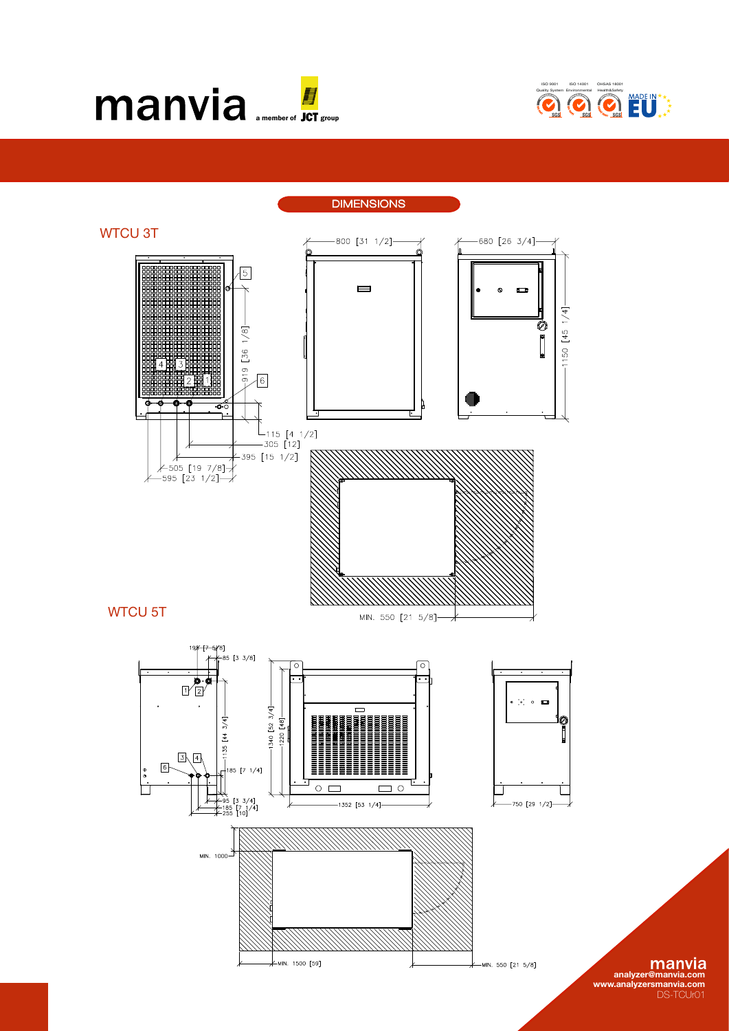manvia a member of JCT group

ISO 9001 Quality System · ISO 14001 Environmental · OHSAS 18001 Health&Safety · MADE IN EU

## DIMENSIONS

### WTCU 3T

800 [31 1/2]

680 [26 3/4]

1150 [45 1/4]

919 [36 1/8]

115 [4 1/2]

305 [12]

395 [15 1/2]

505 [19 7/8]

595 [23 1/2]

MIN. 550 [21 5/8]

### WTCU 5T

193 [7 5/8]

85 [3 3/8]

1135 [44 3/4]

185 [7 1/4]

95 [3 3/4]

185 [7 1/4]

255 [10]

1340 [52 3/4]

1220 [48]

1352 [53 1/4]

750 [29 1/2]

MIN. 1000

MIN. 1500 [59]

MIN. 550 [21 5/8]

**manvia**
analyzer@manvia.com
www.analyzersmanvia.com
DS-TCUr01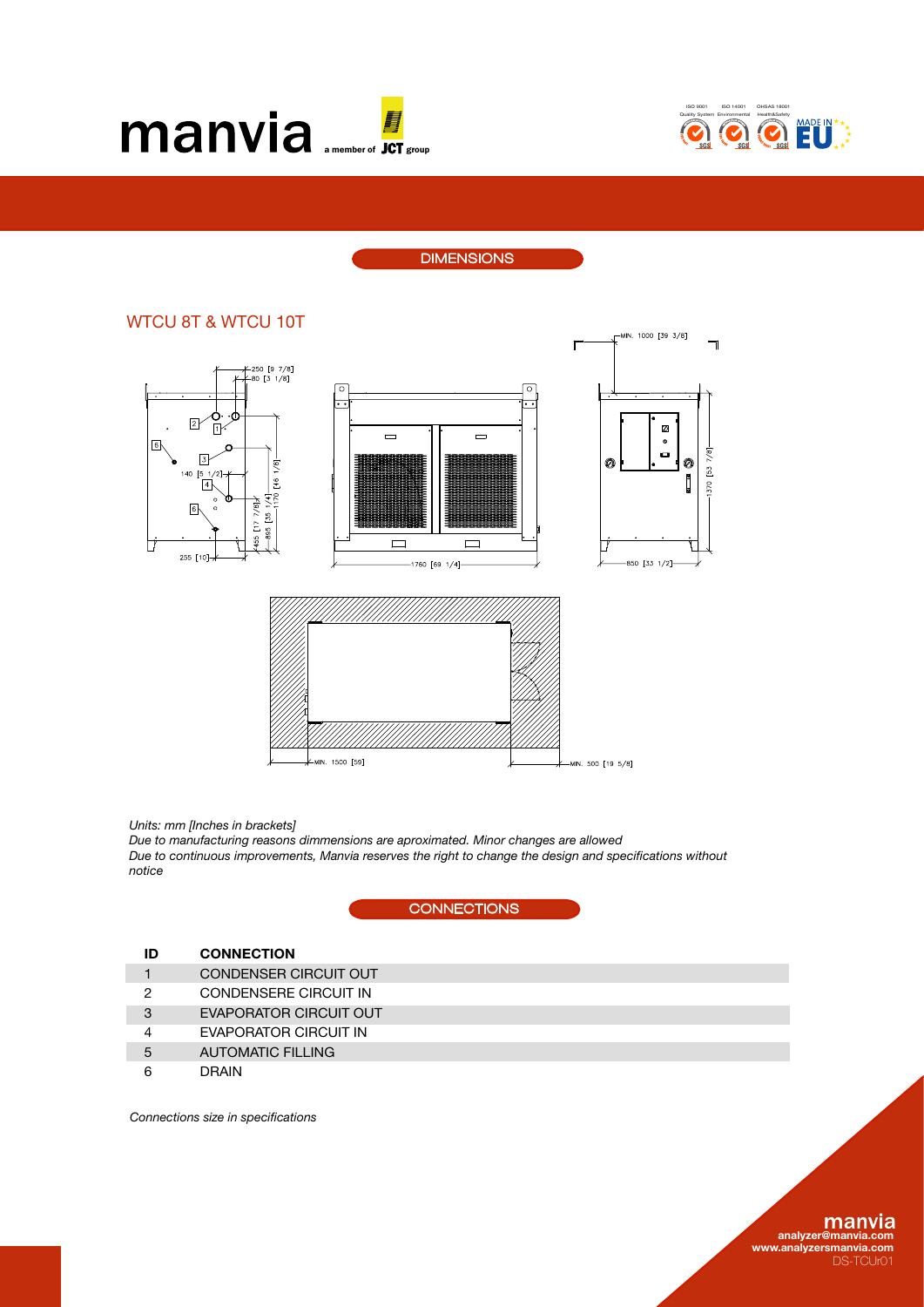## DIMENSIONS

### WTCU 8T & WTCU 10T

250 [9 7/8]
80 [3 1/8]
140 [5 1/2]
255 [10]
455 [17 7/8]
895 [35 1/4]
1170 [46 1/8]
1760 [69 1/4]
MIN. 1000 [39 3/8]
1370 [53 7/8]
850 [33 1/2]
MIN. 1500 [59]
MIN. 500 [19 5/8]

*Units: mm [Inches in brackets]*
*Due to manufacturing reasons dimmensions are aproximated. Minor changes are allowed*
*Due to continuous improvements, Manvia reserves the right to change the design and specifications without notice*

## CONNECTIONS

| ID | CONNECTION |
|---|---|
| 1 | CONDENSER CIRCUIT OUT |
| 2 | CONDENSERE CIRCUIT IN |
| 3 | EVAPORATOR CIRCUIT OUT |
| 4 | EVAPORATOR CIRCUIT IN |
| 5 | AUTOMATIC FILLING |
| 6 | DRAIN |

*Connections size in specifications*

**manvia**
**analyzer@manvia.com**
**www.analyzersmanvia.com**
DS-TCUr01